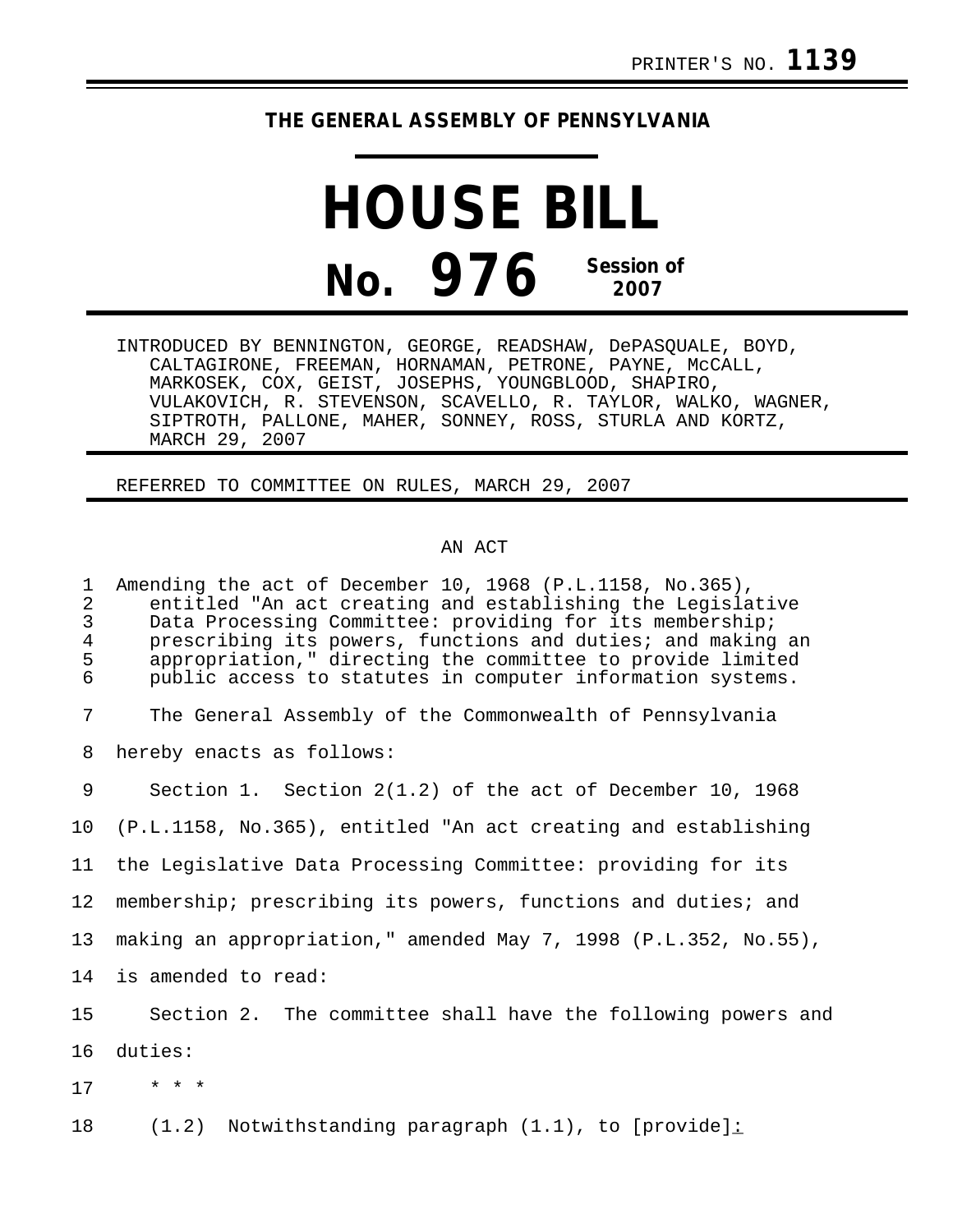PRINTER'S NO. **1139**

**THE GENERAL ASSEMBLY OF PENNSYLVANIA**

# HOUSE BILL

## No. 976 Session of 2007

INTRODUCED BY BENNINGTON, GEORGE, READSHAW, DePASQUALE, BOYD, CALTAGIRONE, FREEMAN, HORNAMAN, PETRONE, PAYNE, McCALL, MARKOSEK, COX, GEIST, JOSEPHS, YOUNGBLOOD, SHAPIRO, VULAKOVICH, R. STEVENSON, SCAVELLO, R. TAYLOR, WALKO, WAGNER, SIPTROTH, PALLONE, MAHER, SONNEY, ROSS, STURLA AND KORTZ, MARCH 29, 2007

REFERRED TO COMMITTEE ON RULES, MARCH 29, 2007

AN ACT

Amending the act of December 10, 1968 (P.L.1158, No.365), entitled "An act creating and establishing the Legislative Data Processing Committee: providing for its membership; prescribing its powers, functions and duties; and making an appropriation," directing the committee to provide limited public access to statutes in computer information systems.

The General Assembly of the Commonwealth of Pennsylvania hereby enacts as follows:

Section 1. Section 2(1.2) of the act of December 10, 1968 (P.L.1158, No.365), entitled "An act creating and establishing the Legislative Data Processing Committee: providing for its membership; prescribing its powers, functions and duties; and making an appropriation," amended May 7, 1998 (P.L.352, No.55), is amended to read:

Section 2. The committee shall have the following powers and duties:

\* \* \*

(1.2) Notwithstanding paragraph (1.1), to [provide]: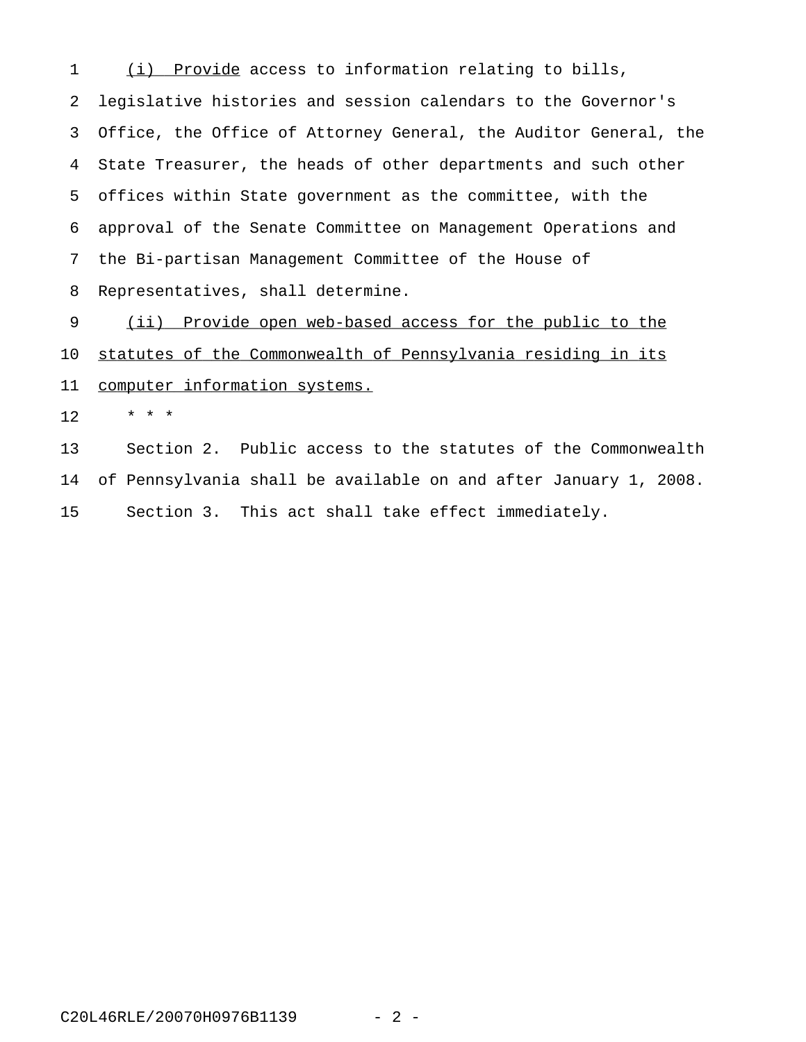(i) Provide access to information relating to bills, legislative histories and session calendars to the Governor's Office, the Office of Attorney General, the Auditor General, the State Treasurer, the heads of other departments and such other offices within State government as the committee, with the approval of the Senate Committee on Management Operations and the Bi-partisan Management Committee of the House of Representatives, shall determine.

(ii) Provide open web-based access for the public to the statutes of the Commonwealth of Pennsylvania residing in its computer information systems.

* * *

Section 2. Public access to the statutes of the Commonwealth of Pennsylvania shall be available on and after January 1, 2008.

Section 3. This act shall take effect immediately.